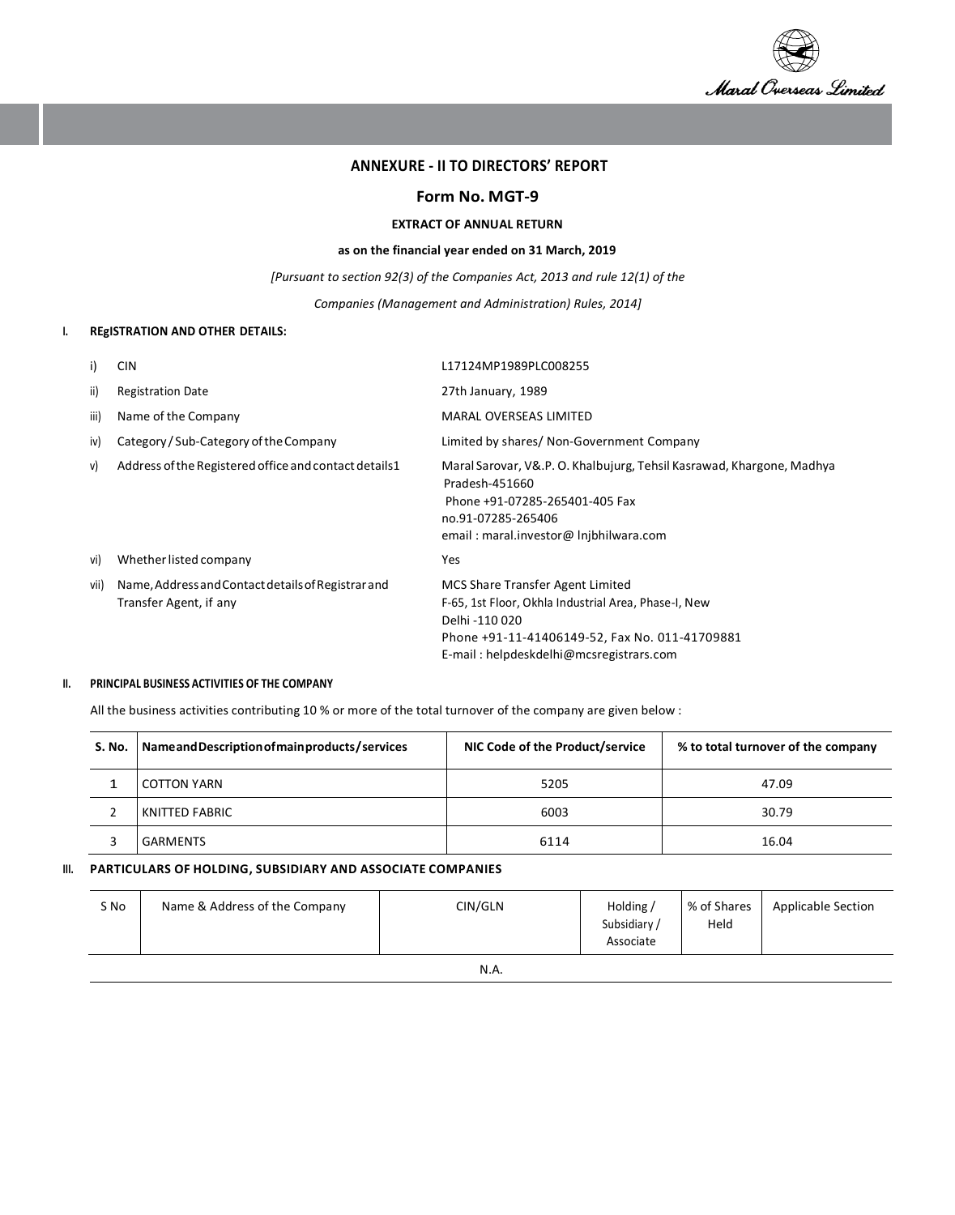## ANNEXURE - II TO DIRECTORS' REPORT

### Form No. MGT-9

**EXTRACT OF ANNUAL RETURN**

**as on the financial year ended on 31 March, 2019**

*[Pursuant to section 92(3) of the Companies Act, 2013 and rule 12(1) of the*

*Companies (Management and Administration) Rules, 2014]*

### I. REgISTRATION AND OTHER DETAILS:

| | | |
|---|---|---|
| i) | CIN | L17124MP1989PLC008255 |
| ii) | Registration Date | 27th January, 1989 |
| iii) | Name of the Company | MARAL OVERSEAS LIMITED |
| iv) | Category / Sub-Category of the Company | Limited by shares/ Non-Government Company |
| v) | Address of the Registered office and contact details1 | Maral Sarovar, V&.P. O. Khalbujurg, Tehsil Kasrawad, Khargone, Madhya Pradesh-451660<br>Phone +91-07285-265401-405 Fax no.91-07285-265406<br>email : maral.investor@ lnjbhilwara.com |
| vi) | Whether listed company | Yes |
| vii) | Name, Address and Contact details of Registrar and Transfer Agent, if any | MCS Share Transfer Agent Limited<br>F-65, 1st Floor, Okhla Industrial Area, Phase-I, New Delhi -110 020<br>Phone +91-11-41406149-52, Fax No. 011-41709881<br>E-mail : helpdeskdelhi@mcsregistrars.com |

### II. PRINCIPAL BUSINESS ACTIVITIES OF THE COMPANY

All the business activities contributing 10 % or more of the total turnover of the company are given below :

| S. No. | Name and Description of main products/services | NIC Code of the Product/service | % to total turnover of the company |
|---|---|---|---|
| 1 | COTTON YARN | 5205 | 47.09 |
| 2 | KNITTED FABRIC | 6003 | 30.79 |
| 3 | GARMENTS | 6114 | 16.04 |

### III. PARTICULARS OF HOLDING, SUBSIDIARY AND ASSOCIATE COMPANIES

| S No | Name & Address of the Company | CIN/GLN | Holding / Subsidiary / Associate | % of Shares Held | Applicable Section |
|---|---|---|---|---|---|
| | | N.A. | | | |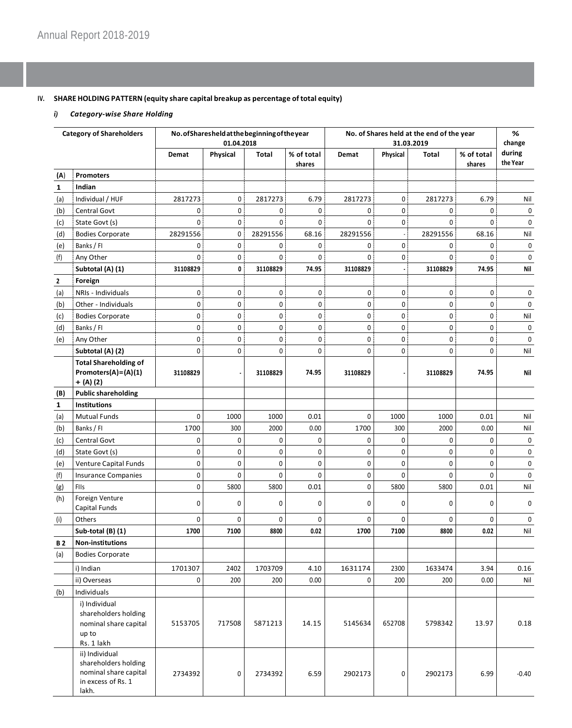## IV. SHARE HOLDING PATTERN (equity share capital breakup as percentage of total equity)

### *i) Category-wise Share Holding*

| Category of Shareholders | | No. of Shares held at the beginning of the year 01.04.2018 | | | | No. of Shares held at the end of the year 31.03.2019 | | | | % change during the Year |
|---|---|---|---|---|---|---|---|---|---|---|
| | | Demat | Physical | Total | % of total shares | Demat | Physical | Total | % of total shares | |
| **(A)** | **Promoters** | | | | | | | | | |
| **1** | **Indian** | | | | | | | | | |
| (a) | Individual / HUF | 2817273 | 0 | 2817273 | 6.79 | 2817273 | 0 | 2817273 | 6.79 | Nil |
| (b) | Central Govt | 0 | 0 | 0 | 0 | 0 | 0 | 0 | 0 | 0 |
| (c) | State Govt (s) | 0 | 0 | 0 | 0 | 0 | 0 | 0 | 0 | 0 |
| (d) | Bodies Corporate | 28291556 | 0 | 28291556 | 68.16 | 28291556 | - | 28291556 | 68.16 | Nil |
| (e) | Banks / FI | 0 | 0 | 0 | 0 | 0 | 0 | 0 | 0 | 0 |
| (f) | Any Other | 0 | 0 | 0 | 0 | 0 | 0 | 0 | 0 | 0 |
| | **Subtotal (A) (1)** | **31108829** | **0** | **31108829** | **74.95** | **31108829** | **-** | **31108829** | **74.95** | **Nil** |
| **2** | **Foreign** | | | | | | | | | |
| (a) | NRIs - Individuals | 0 | 0 | 0 | 0 | 0 | 0 | 0 | 0 | 0 |
| (b) | Other - Individuals | 0 | 0 | 0 | 0 | 0 | 0 | 0 | 0 | 0 |
| (c) | Bodies Corporate | 0 | 0 | 0 | 0 | 0 | 0 | 0 | 0 | Nil |
| (d) | Banks / FI | 0 | 0 | 0 | 0 | 0 | 0 | 0 | 0 | 0 |
| (e) | Any Other | 0 | 0 | 0 | 0 | 0 | 0 | 0 | 0 | 0 |
| | **Subtotal (A) (2)** | 0 | 0 | 0 | 0 | 0 | 0 | 0 | 0 | Nil |
| | **Total Shareholding of Promoters(A)=(A)(1) + (A) (2)** | **31108829** | **-** | **31108829** | **74.95** | **31108829** | **-** | **31108829** | **74.95** | **Nil** |
| **(B)** | **Public shareholding** | | | | | | | | | |
| **1** | **Institutions** | | | | | | | | | |
| (a) | Mutual Funds | 0 | 1000 | 1000 | 0.01 | 0 | 1000 | 1000 | 0.01 | Nil |
| (b) | Banks / FI | 1700 | 300 | 2000 | 0.00 | 1700 | 300 | 2000 | 0.00 | Nil |
| (c) | Central Govt | 0 | 0 | 0 | 0 | 0 | 0 | 0 | 0 | 0 |
| (d) | State Govt (s) | 0 | 0 | 0 | 0 | 0 | 0 | 0 | 0 | 0 |
| (e) | Venture Capital Funds | 0 | 0 | 0 | 0 | 0 | 0 | 0 | 0 | 0 |
| (f) | Insurance Companies | 0 | 0 | 0 | 0 | 0 | 0 | 0 | 0 | 0 |
| (g) | FIIs | 0 | 5800 | 5800 | 0.01 | 0 | 5800 | 5800 | 0.01 | Nil |
| (h) | Foreign Venture Capital Funds | 0 | 0 | 0 | 0 | 0 | 0 | 0 | 0 | 0 |
| (i) | Others | 0 | 0 | 0 | 0 | 0 | 0 | 0 | 0 | 0 |
| | **Sub-total (B) (1)** | **1700** | **7100** | **8800** | **0.02** | **1700** | **7100** | **8800** | **0.02** | Nil |
| **B 2** | **Non-institutions** | | | | | | | | | |
| (a) | Bodies Corporate | | | | | | | | | |
| | i) Indian | 1701307 | 2402 | 1703709 | 4.10 | 1631174 | 2300 | 1633474 | 3.94 | 0.16 |
| | ii) Overseas | 0 | 200 | 200 | 0.00 | 0 | 200 | 200 | 0.00 | Nil |
| (b) | Individuals | | | | | | | | | |
| | i) Individual shareholders holding nominal share capital up to Rs. 1 lakh | 5153705 | 717508 | 5871213 | 14.15 | 5145634 | 652708 | 5798342 | 13.97 | 0.18 |
| | ii) Individual shareholders holding nominal share capital in excess of Rs. 1 lakh. | 2734392 | 0 | 2734392 | 6.59 | 2902173 | 0 | 2902173 | 6.99 | -0.40 |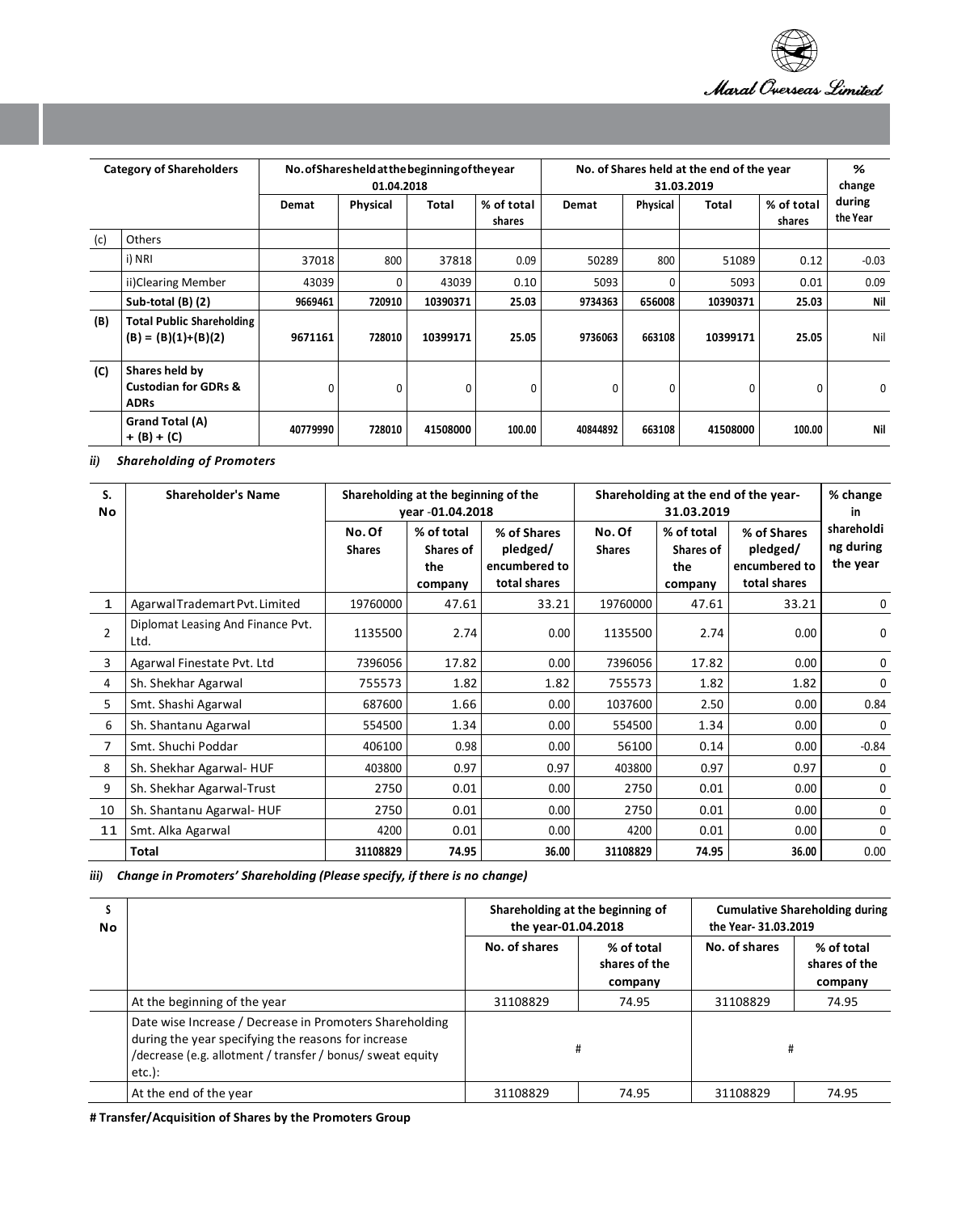| Category of Shareholders | | No. of Shares held at the beginning of the year 01.04.2018 | | | | No. of Shares held at the end of the year 31.03.2019 | | | | % change during the Year |
|---|---|---|---|---|---|---|---|---|---|---|
| | | Demat | Physical | Total | % of total shares | Demat | Physical | Total | % of total shares | |
| (c) | Others | | | | | | | | | |
| | i) NRI | 37018 | 800 | 37818 | 0.09 | 50289 | 800 | 51089 | 0.12 | -0.03 |
| | ii)Clearing Member | 43039 | 0 | 43039 | 0.10 | 5093 | 0 | 5093 | 0.01 | 0.09 |
| | **Sub-total (B) (2)** | **9669461** | **720910** | **10390371** | **25.03** | **9734363** | **656008** | **10390371** | **25.03** | **Nil** |
| **(B)** | **Total Public Shareholding (B) = (B)(1)+(B)(2)** | **9671161** | **728010** | **10399171** | **25.05** | **9736063** | **663108** | **10399171** | **25.05** | Nil |
| **(C)** | **Shares held by Custodian for GDRs & ADRs** | 0 | 0 | 0 | 0 | 0 | 0 | 0 | 0 | 0 |
| | **Grand Total (A) + (B) + (C)** | **40779990** | **728010** | **41508000** | **100.00** | **40844892** | **663108** | **41508000** | **100.00** | **Nil** |

***ii) Shareholding of Promoters***

| S. No | Shareholder's Name | Shareholding at the beginning of the year -01.04.2018 | | | Shareholding at the end of the year- 31.03.2019 | | | % change in shareholding during the year |
|---|---|---|---|---|---|---|---|---|
| | | No. Of Shares | % of total Shares of the company | % of Shares pledged/ encumbered to total shares | No. Of Shares | % of total Shares of the company | % of Shares pledged/ encumbered to total shares | |
| 1 | Agarwal Trademart Pvt. Limited | 19760000 | 47.61 | 33.21 | 19760000 | 47.61 | 33.21 | 0 |
| 2 | Diplomat Leasing And Finance Pvt. Ltd. | 1135500 | 2.74 | 0.00 | 1135500 | 2.74 | 0.00 | 0 |
| 3 | Agarwal Finestate Pvt. Ltd | 7396056 | 17.82 | 0.00 | 7396056 | 17.82 | 0.00 | 0 |
| 4 | Sh. Shekhar Agarwal | 755573 | 1.82 | 1.82 | 755573 | 1.82 | 1.82 | 0 |
| 5 | Smt. Shashi Agarwal | 687600 | 1.66 | 0.00 | 1037600 | 2.50 | 0.00 | 0.84 |
| 6 | Sh. Shantanu Agarwal | 554500 | 1.34 | 0.00 | 554500 | 1.34 | 0.00 | 0 |
| 7 | Smt. Shuchi Poddar | 406100 | 0.98 | 0.00 | 56100 | 0.14 | 0.00 | -0.84 |
| 8 | Sh. Shekhar Agarwal- HUF | 403800 | 0.97 | 0.97 | 403800 | 0.97 | 0.97 | 0 |
| 9 | Sh. Shekhar Agarwal-Trust | 2750 | 0.01 | 0.00 | 2750 | 0.01 | 0.00 | 0 |
| 10 | Sh. Shantanu Agarwal- HUF | 2750 | 0.01 | 0.00 | 2750 | 0.01 | 0.00 | 0 |
| 11 | Smt. Alka Agarwal | 4200 | 0.01 | 0.00 | 4200 | 0.01 | 0.00 | 0 |
| | **Total** | **31108829** | **74.95** | **36.00** | **31108829** | **74.95** | **36.00** | 0.00 |

***iii) Change in Promoters' Shareholding (Please specify, if there is no change)***

| S No | | Shareholding at the beginning of the year-01.04.2018 | | Cumulative Shareholding during the Year- 31.03.2019 | |
|---|---|---|---|---|---|
| | | No. of shares | % of total shares of the company | No. of shares | % of total shares of the company |
| | At the beginning of the year | 31108829 | 74.95 | 31108829 | 74.95 |
| | Date wise Increase / Decrease in Promoters Shareholding during the year specifying the reasons for increase /decrease (e.g. allotment / transfer / bonus/ sweat equity etc.): | # | | # | |
| | At the end of the year | 31108829 | 74.95 | 31108829 | 74.95 |

**# Transfer/Acquisition of Shares by the Promoters Group**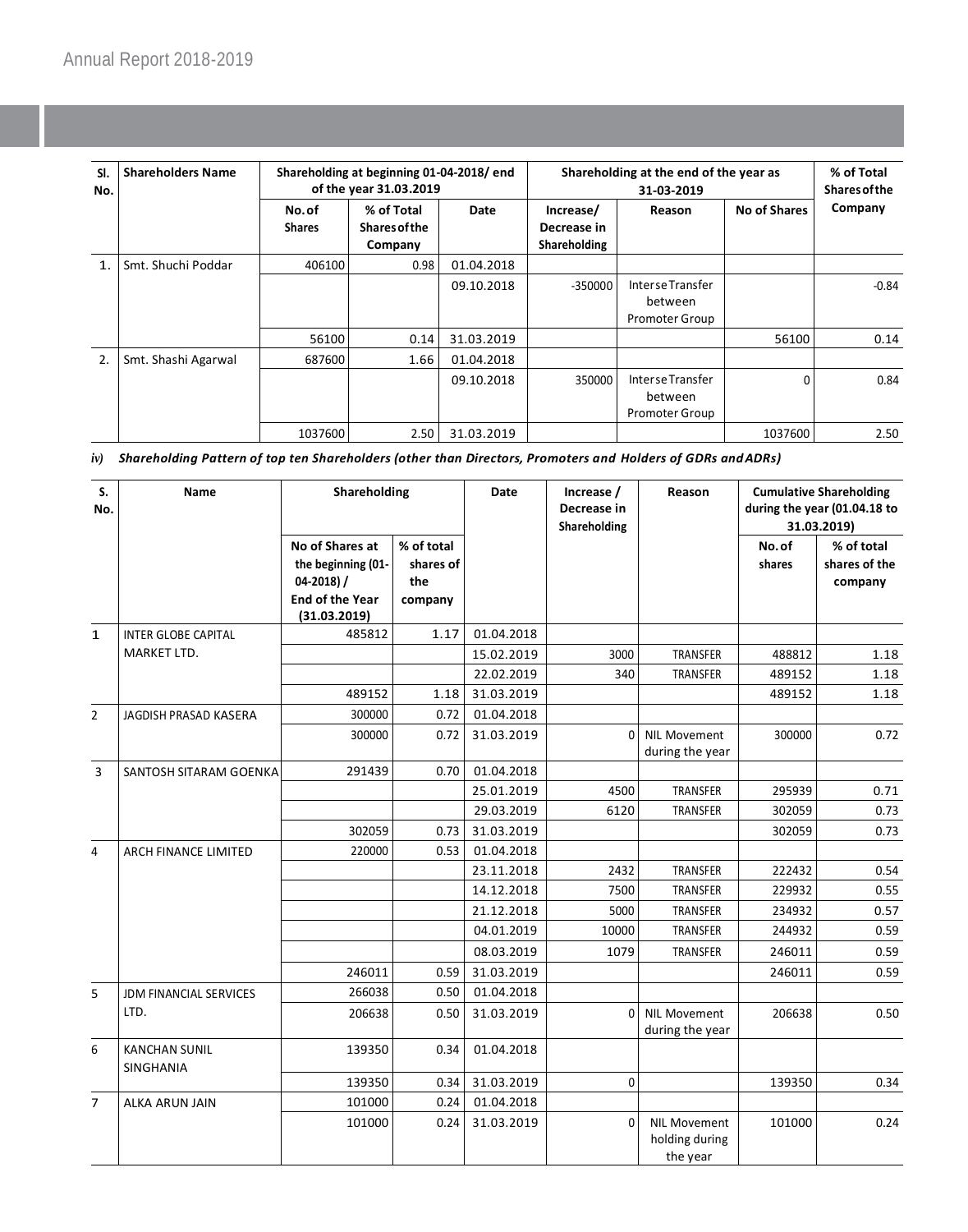| Sl. No. | Shareholders Name | Shareholding at beginning 01-04-2018/ end of the year 31.03.2019 | | | Shareholding at the end of the year as 31-03-2019 | | | % of Total Shares of the Company |
|---|---|---|---|---|---|---|---|---|
| | | No. of Shares | % of Total Shares of the Company | Date | Increase/ Decrease in Shareholding | Reason | No of Shares | |
| 1. | Smt. Shuchi Poddar | 406100 | 0.98 | 01.04.2018 | | | | |
| | | | | 09.10.2018 | -350000 | Interse Transfer between Promoter Group | | -0.84 |
| | | 56100 | 0.14 | 31.03.2019 | | | 56100 | 0.14 |
| 2. | Smt. Shashi Agarwal | 687600 | 1.66 | 01.04.2018 | | | | |
| | | | | 09.10.2018 | 350000 | Interse Transfer between Promoter Group | 0 | 0.84 |
| | | 1037600 | 2.50 | 31.03.2019 | | | 1037600 | 2.50 |

*iv) Shareholding Pattern of top ten Shareholders (other than Directors, Promoters and Holders of GDRs and ADRs)*

| S. No. | Name | Shareholding | | Date | Increase / Decrease in Shareholding | Reason | Cumulative Shareholding during the year (01.04.18 to 31.03.2019) | |
|---|---|---|---|---|---|---|---|---|
| | | No of Shares at the beginning (01-04-2018) / End of the Year (31.03.2019) | % of total shares of the company | | | | No. of shares | % of total shares of the company |
| 1 | INTER GLOBE CAPITAL MARKET LTD. | 485812 | 1.17 | 01.04.2018 | | | | |
| | | | | 15.02.2019 | 3000 | TRANSFER | 488812 | 1.18 |
| | | | | 22.02.2019 | 340 | TRANSFER | 489152 | 1.18 |
| | | 489152 | 1.18 | 31.03.2019 | | | 489152 | 1.18 |
| 2 | JAGDISH PRASAD KASERA | 300000 | 0.72 | 01.04.2018 | | | | |
| | | 300000 | 0.72 | 31.03.2019 | 0 | NIL Movement during the year | 300000 | 0.72 |
| 3 | SANTOSH SITARAM GOENKA | 291439 | 0.70 | 01.04.2018 | | | | |
| | | | | 25.01.2019 | 4500 | TRANSFER | 295939 | 0.71 |
| | | | | 29.03.2019 | 6120 | TRANSFER | 302059 | 0.73 |
| | | 302059 | 0.73 | 31.03.2019 | | | 302059 | 0.73 |
| 4 | ARCH FINANCE LIMITED | 220000 | 0.53 | 01.04.2018 | | | | |
| | | | | 23.11.2018 | 2432 | TRANSFER | 222432 | 0.54 |
| | | | | 14.12.2018 | 7500 | TRANSFER | 229932 | 0.55 |
| | | | | 21.12.2018 | 5000 | TRANSFER | 234932 | 0.57 |
| | | | | 04.01.2019 | 10000 | TRANSFER | 244932 | 0.59 |
| | | | | 08.03.2019 | 1079 | TRANSFER | 246011 | 0.59 |
| | | 246011 | 0.59 | 31.03.2019 | | | 246011 | 0.59 |
| 5 | JDM FINANCIAL SERVICES LTD. | 266038 | 0.50 | 01.04.2018 | | | | |
| | | 206638 | 0.50 | 31.03.2019 | 0 | NIL Movement during the year | 206638 | 0.50 |
| 6 | KANCHAN SUNIL SINGHANIA | 139350 | 0.34 | 01.04.2018 | | | | |
| | | 139350 | 0.34 | 31.03.2019 | 0 | | 139350 | 0.34 |
| 7 | ALKA ARUN JAIN | 101000 | 0.24 | 01.04.2018 | | | | |
| | | 101000 | 0.24 | 31.03.2019 | 0 | NIL Movement holding during the year | 101000 | 0.24 |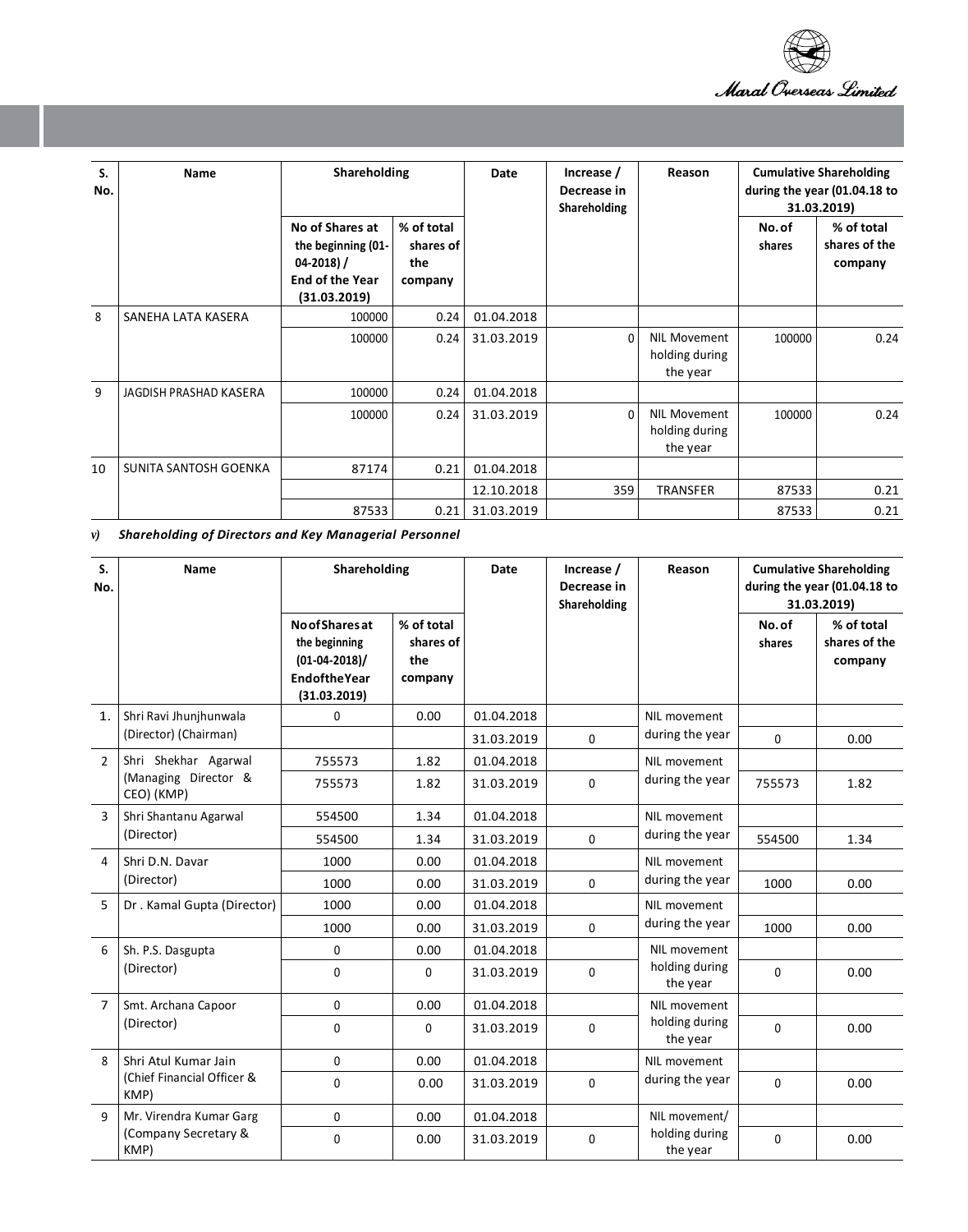| S. No. | Name | Shareholding | | Date | Increase / Decrease in Shareholding | Reason | Cumulative Shareholding during the year (01.04.18 to 31.03.2019) | |
|---|---|---|---|---|---|---|---|---|
| | | No of Shares at the beginning (01-04-2018) / End of the Year (31.03.2019) | % of total shares of the company | | | | No. of shares | % of total shares of the company |
| 8 | SANEHA LATA KASERA | 100000 | 0.24 | 01.04.2018 | | | | |
| | | 100000 | 0.24 | 31.03.2019 | 0 | NIL Movement holding during the year | 100000 | 0.24 |
| 9 | JAGDISH PRASHAD KASERA | 100000 | 0.24 | 01.04.2018 | | | | |
| | | 100000 | 0.24 | 31.03.2019 | 0 | NIL Movement holding during the year | 100000 | 0.24 |
| 10 | SUNITA SANTOSH GOENKA | 87174 | 0.21 | 01.04.2018 | | | | |
| | | | | 12.10.2018 | 359 | TRANSFER | 87533 | 0.21 |
| | | 87533 | 0.21 | 31.03.2019 | | | 87533 | 0.21 |

*v) Shareholding of Directors and Key Managerial Personnel*

| S. No. | Name | Shareholding | | Date | Increase / Decrease in Shareholding | Reason | Cumulative Shareholding during the year (01.04.18 to 31.03.2019) | |
|---|---|---|---|---|---|---|---|---|
| | | No of Shares at the beginning (01-04-2018)/ End of the Year (31.03.2019) | % of total shares of the company | | | | No. of shares | % of total shares of the company |
| 1. | Shri Ravi Jhunjhunwala (Director) (Chairman) | 0 | 0.00 | 01.04.2018 | | NIL movement during the year | | |
| | | | | 31.03.2019 | 0 | | 0 | 0.00 |
| 2 | Shri Shekhar Agarwal (Managing Director & CEO) (KMP) | 755573 | 1.82 | 01.04.2018 | | NIL movement during the year | | |
| | | 755573 | 1.82 | 31.03.2019 | 0 | | 755573 | 1.82 |
| 3 | Shri Shantanu Agarwal (Director) | 554500 | 1.34 | 01.04.2018 | | NIL movement during the year | | |
| | | 554500 | 1.34 | 31.03.2019 | 0 | | 554500 | 1.34 |
| 4 | Shri D.N. Davar (Director) | 1000 | 0.00 | 01.04.2018 | | NIL movement during the year | | |
| | | 1000 | 0.00 | 31.03.2019 | 0 | | 1000 | 0.00 |
| 5 | Dr . Kamal Gupta (Director) | 1000 | 0.00 | 01.04.2018 | | NIL movement during the year | | |
| | | 1000 | 0.00 | 31.03.2019 | 0 | | 1000 | 0.00 |
| 6 | Sh. P.S. Dasgupta (Director) | 0 | 0.00 | 01.04.2018 | | NIL movement holding during the year | | |
| | | 0 | 0 | 31.03.2019 | 0 | | 0 | 0.00 |
| 7 | Smt. Archana Capoor (Director) | 0 | 0.00 | 01.04.2018 | | NIL movement holding during the year | | |
| | | 0 | 0 | 31.03.2019 | 0 | | 0 | 0.00 |
| 8 | Shri Atul Kumar Jain (Chief Financial Officer & KMP) | 0 | 0.00 | 01.04.2018 | | NIL movement during the year | | |
| | | 0 | 0.00 | 31.03.2019 | 0 | | 0 | 0.00 |
| 9 | Mr. Virendra Kumar Garg (Company Secretary & KMP) | 0 | 0.00 | 01.04.2018 | | NIL movement/ holding during the year | | |
| | | 0 | 0.00 | 31.03.2019 | 0 | | 0 | 0.00 |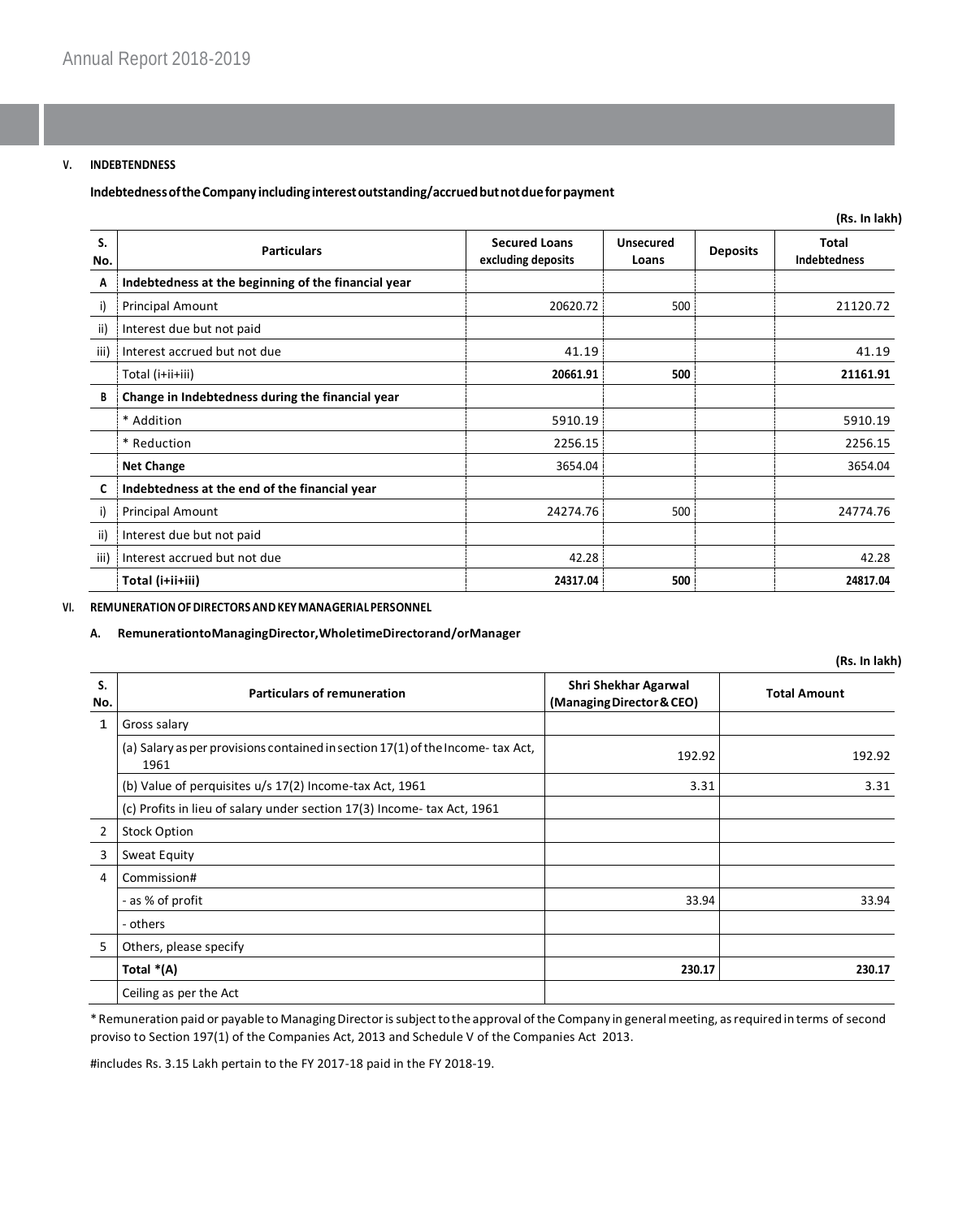### V. INDEBTENDNESS

**Indebtedness of the Company including interest outstanding/accrued but not due for payment**

**(Rs. In lakh)**

| S. No. | Particulars | Secured Loans excluding deposits | Unsecured Loans | Deposits | Total Indebtedness |
|---|---|---|---|---|---|
| **A** | **Indebtedness at the beginning of the financial year** | | | | |
| i) | Principal Amount | 20620.72 | 500 | | 21120.72 |
| ii) | Interest due but not paid | | | | |
| iii) | Interest accrued but not due | 41.19 | | | 41.19 |
| | Total (i+ii+iii) | **20661.91** | **500** | | **21161.91** |
| **B** | **Change in Indebtedness during the financial year** | | | | |
| | * Addition | 5910.19 | | | 5910.19 |
| | * Reduction | 2256.15 | | | 2256.15 |
| | **Net Change** | 3654.04 | | | 3654.04 |
| **C** | **Indebtedness at the end of the financial year** | | | | |
| i) | Principal Amount | 24274.76 | 500 | | 24774.76 |
| ii) | Interest due but not paid | | | | |
| iii) | Interest accrued but not due | 42.28 | | | 42.28 |
| | **Total (i+ii+iii)** | **24317.04** | **500** | | **24817.04** |

### VI. REMUNERATION OF DIRECTORS AND KEY MANAGERIAL PERSONNEL

**A. Remuneration to Managing Director, Wholetime Director and/or Manager**

**(Rs. In lakh)**

| S. No. | Particulars of remuneration | Shri Shekhar Agarwal (Managing Director & CEO) | Total Amount |
|---|---|---|---|
| 1 | Gross salary | | |
| | (a) Salary as per provisions contained in section 17(1) of the Income- tax Act, 1961 | 192.92 | 192.92 |
| | (b) Value of perquisites u/s 17(2) Income-tax Act, 1961 | 3.31 | 3.31 |
| | (c) Profits in lieu of salary under section 17(3) Income- tax Act, 1961 | | |
| 2 | Stock Option | | |
| 3 | Sweat Equity | | |
| 4 | Commission# | | |
| | - as % of profit | 33.94 | 33.94 |
| | - others | | |
| 5 | Others, please specify | | |
| | **Total *(A)** | **230.17** | **230.17** |
| | Ceiling as per the Act | | |

* Remuneration paid or payable to Managing Director is subject to the approval of the Company in general meeting, as required in terms of second proviso to Section 197(1) of the Companies Act, 2013 and Schedule V of the Companies Act 2013.

#includes Rs. 3.15 Lakh pertain to the FY 2017-18 paid in the FY 2018-19.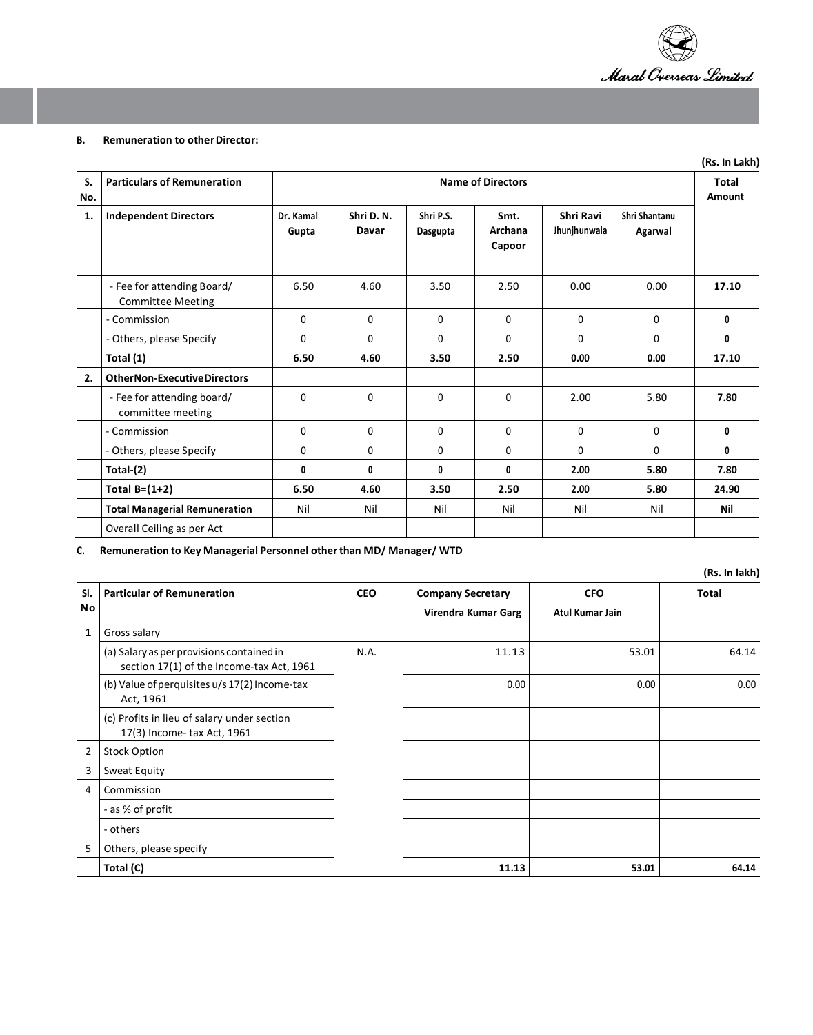**B. Remuneration to other Director:**

(Rs. In Lakh)

| S. No. | Particulars of Remuneration | Name of Directors | | | | | | Total Amount |
|---|---|---|---|---|---|---|---|---|
| 1. | **Independent Directors** | **Dr. Kamal Gupta** | **Shri D. N. Davar** | **Shri P.S. Dasgupta** | **Smt. Archana Capoor** | **Shri Ravi Jhunjhunwala** | **Shri Shantanu Agarwal** | |
| | - Fee for attending Board/ Committee Meeting | 6.50 | 4.60 | 3.50 | 2.50 | 0.00 | 0.00 | **17.10** |
| | - Commission | 0 | 0 | 0 | 0 | 0 | 0 | **0** |
| | - Others, please Specify | 0 | 0 | 0 | 0 | 0 | 0 | **0** |
| | **Total (1)** | **6.50** | **4.60** | **3.50** | **2.50** | **0.00** | **0.00** | **17.10** |
| 2. | **Other Non-Executive Directors** | | | | | | | |
| | - Fee for attending board/ committee meeting | 0 | 0 | 0 | 0 | 2.00 | 5.80 | **7.80** |
| | - Commission | 0 | 0 | 0 | 0 | 0 | 0 | **0** |
| | - Others, please Specify | 0 | 0 | 0 | 0 | 0 | 0 | **0** |
| | **Total-(2)** | **0** | **0** | **0** | **0** | **2.00** | **5.80** | **7.80** |
| | **Total B=(1+2)** | **6.50** | **4.60** | **3.50** | **2.50** | **2.00** | **5.80** | **24.90** |
| | **Total Managerial Remuneration** | Nil | Nil | Nil | Nil | Nil | Nil | **Nil** |
| | Overall Ceiling as per Act | | | | | | | |

**C. Remuneration to Key Managerial Personnel other than MD/ Manager/ WTD**

(Rs. In lakh)

| Sl. No | Particular of Remuneration | CEO | Company Secretary | CFO | Total |
|---|---|---|---|---|---|
| | | | **Virendra Kumar Garg** | **Atul Kumar Jain** | |
| 1 | Gross salary | | | | |
| | (a) Salary as per provisions contained in section 17(1) of the Income-tax Act, 1961 | N.A. | 11.13 | 53.01 | 64.14 |
| | (b) Value of perquisites u/s 17(2) Income-tax Act, 1961 | | 0.00 | 0.00 | 0.00 |
| | (c) Profits in lieu of salary under section 17(3) Income- tax Act, 1961 | | | | |
| 2 | Stock Option | | | | |
| 3 | Sweat Equity | | | | |
| 4 | Commission | | | | |
| | - as % of profit | | | | |
| | - others | | | | |
| 5 | Others, please specify | | | | |
| | **Total (C)** | | **11.13** | **53.01** | **64.14** |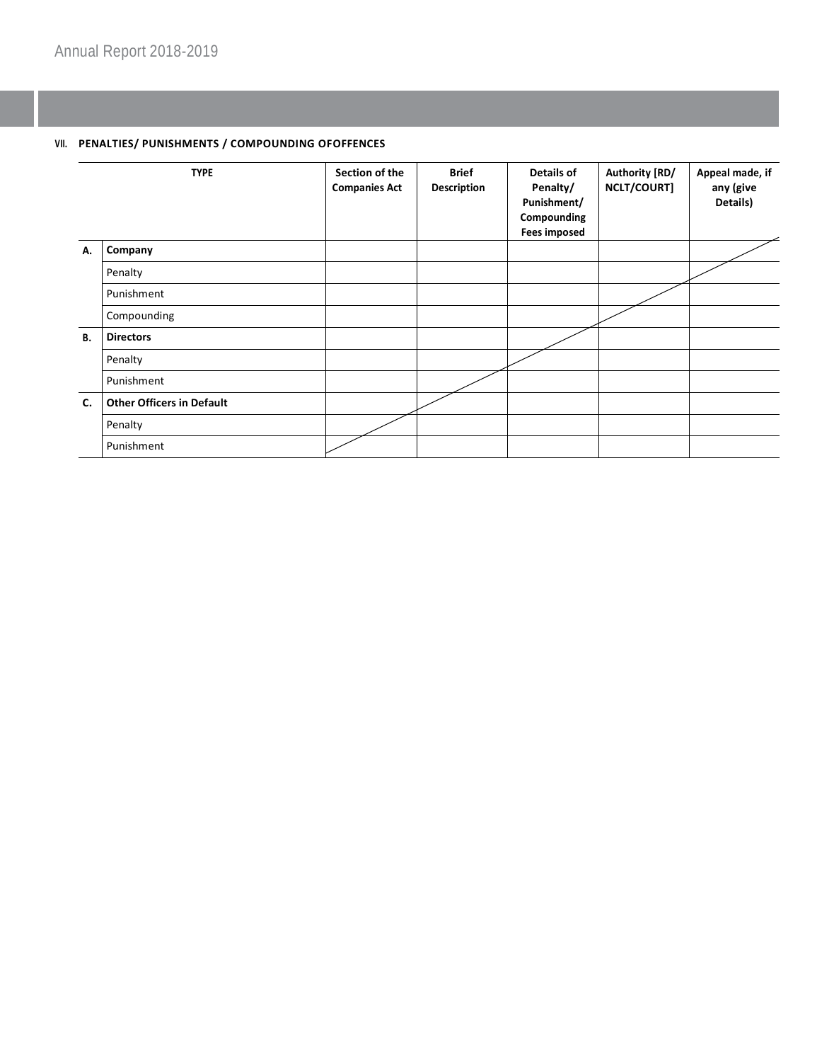### VII. PENALTIES/ PUNISHMENTS / COMPOUNDING OFOFFENCES

| | TYPE | Section of the Companies Act | Brief Description | Details of Penalty/ Punishment/ Compounding Fees imposed | Authority [RD/ NCLT/COURT] | Appeal made, if any (give Details) |
|---|---|---|---|---|---|---|
| **A.** | **Company** | | | | | |
| | Penalty | | | | | |
| | Punishment | | | | | |
| | Compounding | | | | | |
| **B.** | **Directors** | | | | | |
| | Penalty | | | | | |
| | Punishment | | | | | |
| **C.** | **Other Officers in Default** | | | | | |
| | Penalty | | | | | |
| | Punishment | | | | | |